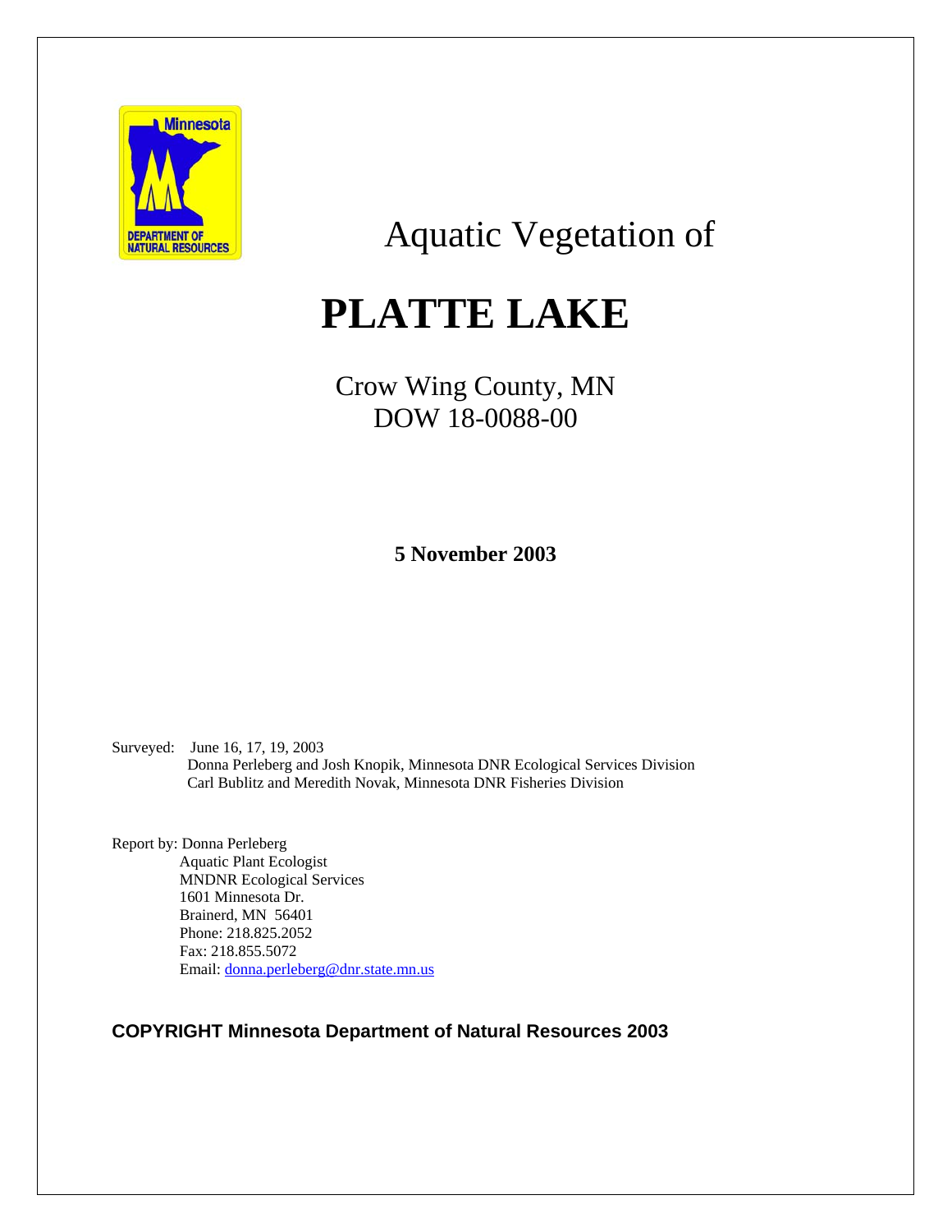Aquatic Vegetation of

# PLATTE LAKE

Crow Wing County, MN
DOW 18-0088-00

**5 November 2003**

Surveyed: June 16, 17, 19, 2003
Donna Perleberg and Josh Knopik, Minnesota DNR Ecological Services Division
Carl Bublitz and Meredith Novak, Minnesota DNR Fisheries Division

Report by: Donna Perleberg
Aquatic Plant Ecologist
MNDNR Ecological Services
1601 Minnesota Dr.
Brainerd, MN 56401
Phone: 218.825.2052
Fax: 218.855.5072
Email: donna.perleberg@dnr.state.mn.us

**COPYRIGHT Minnesota Department of Natural Resources 2003**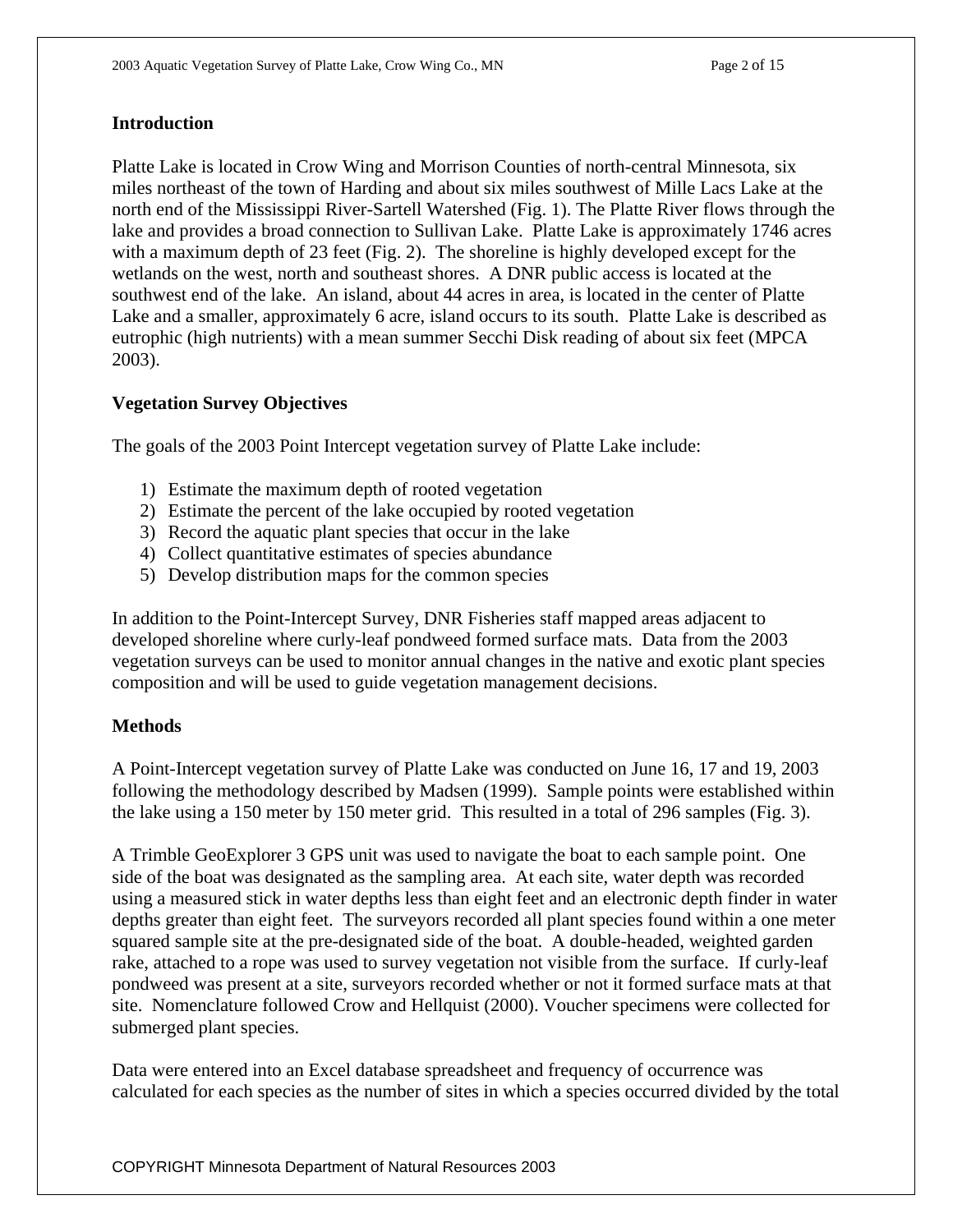## Introduction

Platte Lake is located in Crow Wing and Morrison Counties of north-central Minnesota, six miles northeast of the town of Harding and about six miles southwest of Mille Lacs Lake at the north end of the Mississippi River-Sartell Watershed (Fig. 1). The Platte River flows through the lake and provides a broad connection to Sullivan Lake. Platte Lake is approximately 1746 acres with a maximum depth of 23 feet (Fig. 2). The shoreline is highly developed except for the wetlands on the west, north and southeast shores. A DNR public access is located at the southwest end of the lake. An island, about 44 acres in area, is located in the center of Platte Lake and a smaller, approximately 6 acre, island occurs to its south. Platte Lake is described as eutrophic (high nutrients) with a mean summer Secchi Disk reading of about six feet (MPCA 2003).

## Vegetation Survey Objectives

The goals of the 2003 Point Intercept vegetation survey of Platte Lake include:

1) Estimate the maximum depth of rooted vegetation
2) Estimate the percent of the lake occupied by rooted vegetation
3) Record the aquatic plant species that occur in the lake
4) Collect quantitative estimates of species abundance
5) Develop distribution maps for the common species

In addition to the Point-Intercept Survey, DNR Fisheries staff mapped areas adjacent to developed shoreline where curly-leaf pondweed formed surface mats. Data from the 2003 vegetation surveys can be used to monitor annual changes in the native and exotic plant species composition and will be used to guide vegetation management decisions.

## Methods

A Point-Intercept vegetation survey of Platte Lake was conducted on June 16, 17 and 19, 2003 following the methodology described by Madsen (1999). Sample points were established within the lake using a 150 meter by 150 meter grid. This resulted in a total of 296 samples (Fig. 3).

A Trimble GeoExplorer 3 GPS unit was used to navigate the boat to each sample point. One side of the boat was designated as the sampling area. At each site, water depth was recorded using a measured stick in water depths less than eight feet and an electronic depth finder in water depths greater than eight feet. The surveyors recorded all plant species found within a one meter squared sample site at the pre-designated side of the boat. A double-headed, weighted garden rake, attached to a rope was used to survey vegetation not visible from the surface. If curly-leaf pondweed was present at a site, surveyors recorded whether or not it formed surface mats at that site. Nomenclature followed Crow and Hellquist (2000). Voucher specimens were collected for submerged plant species.

Data were entered into an Excel database spreadsheet and frequency of occurrence was calculated for each species as the number of sites in which a species occurred divided by the total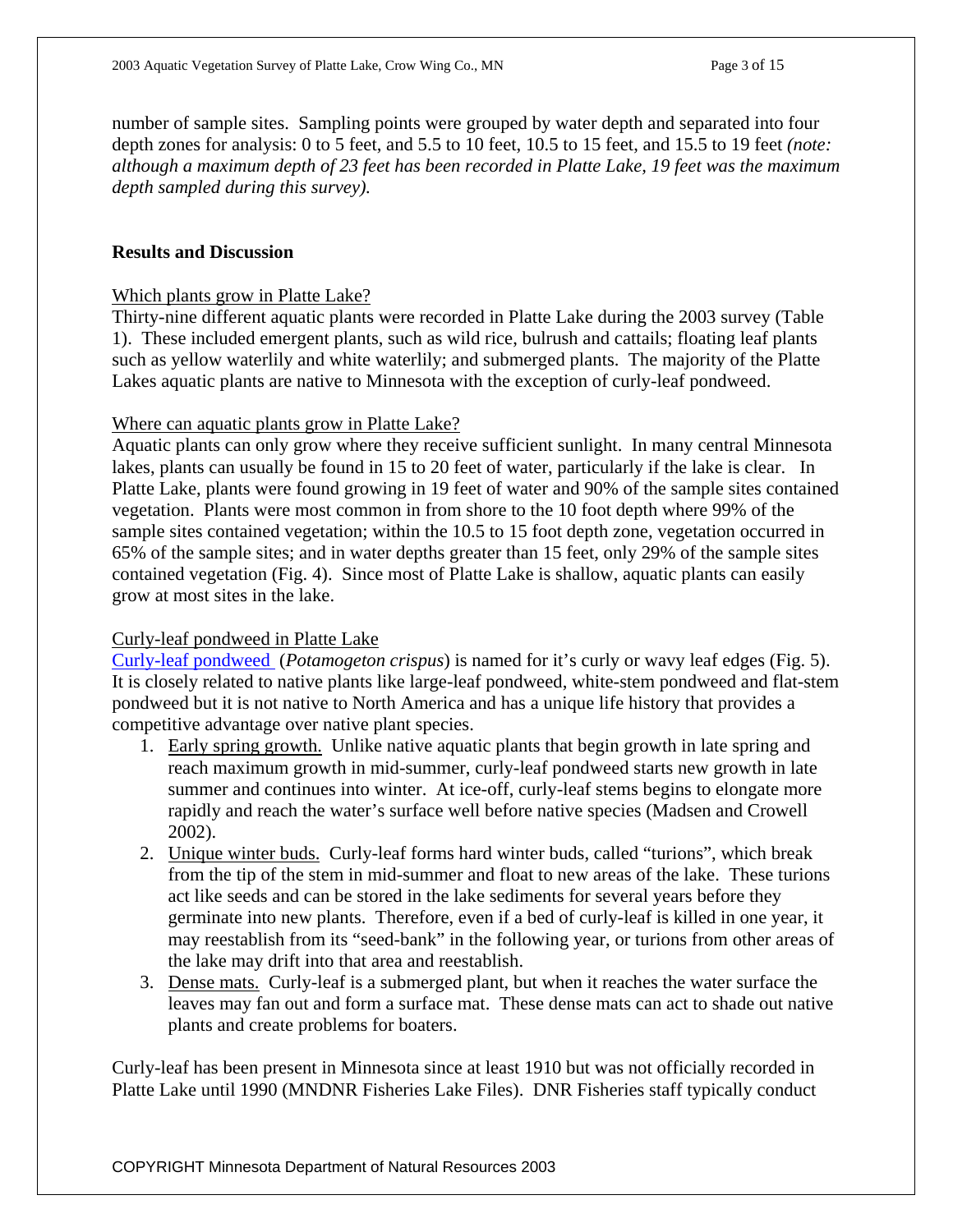number of sample sites. Sampling points were grouped by water depth and separated into four depth zones for analysis: 0 to 5 feet, and 5.5 to 10 feet, 10.5 to 15 feet, and 15.5 to 19 feet *(note: although a maximum depth of 23 feet has been recorded in Platte Lake, 19 feet was the maximum depth sampled during this survey).*

## Results and Discussion

### Which plants grow in Platte Lake?

Thirty-nine different aquatic plants were recorded in Platte Lake during the 2003 survey (Table 1). These included emergent plants, such as wild rice, bulrush and cattails; floating leaf plants such as yellow waterlily and white waterlily; and submerged plants. The majority of the Platte Lakes aquatic plants are native to Minnesota with the exception of curly-leaf pondweed.

### Where can aquatic plants grow in Platte Lake?

Aquatic plants can only grow where they receive sufficient sunlight. In many central Minnesota lakes, plants can usually be found in 15 to 20 feet of water, particularly if the lake is clear. In Platte Lake, plants were found growing in 19 feet of water and 90% of the sample sites contained vegetation. Plants were most common in from shore to the 10 foot depth where 99% of the sample sites contained vegetation; within the 10.5 to 15 foot depth zone, vegetation occurred in 65% of the sample sites; and in water depths greater than 15 feet, only 29% of the sample sites contained vegetation (Fig. 4). Since most of Platte Lake is shallow, aquatic plants can easily grow at most sites in the lake.

### Curly-leaf pondweed in Platte Lake

Curly-leaf pondweed (*Potamogeton crispus*) is named for it's curly or wavy leaf edges (Fig. 5). It is closely related to native plants like large-leaf pondweed, white-stem pondweed and flat-stem pondweed but it is not native to North America and has a unique life history that provides a competitive advantage over native plant species.

1. Early spring growth. Unlike native aquatic plants that begin growth in late spring and reach maximum growth in mid-summer, curly-leaf pondweed starts new growth in late summer and continues into winter. At ice-off, curly-leaf stems begins to elongate more rapidly and reach the water's surface well before native species (Madsen and Crowell 2002).
2. Unique winter buds. Curly-leaf forms hard winter buds, called "turions", which break from the tip of the stem in mid-summer and float to new areas of the lake. These turions act like seeds and can be stored in the lake sediments for several years before they germinate into new plants. Therefore, even if a bed of curly-leaf is killed in one year, it may reestablish from its "seed-bank" in the following year, or turions from other areas of the lake may drift into that area and reestablish.
3. Dense mats. Curly-leaf is a submerged plant, but when it reaches the water surface the leaves may fan out and form a surface mat. These dense mats can act to shade out native plants and create problems for boaters.

Curly-leaf has been present in Minnesota since at least 1910 but was not officially recorded in Platte Lake until 1990 (MNDNR Fisheries Lake Files). DNR Fisheries staff typically conduct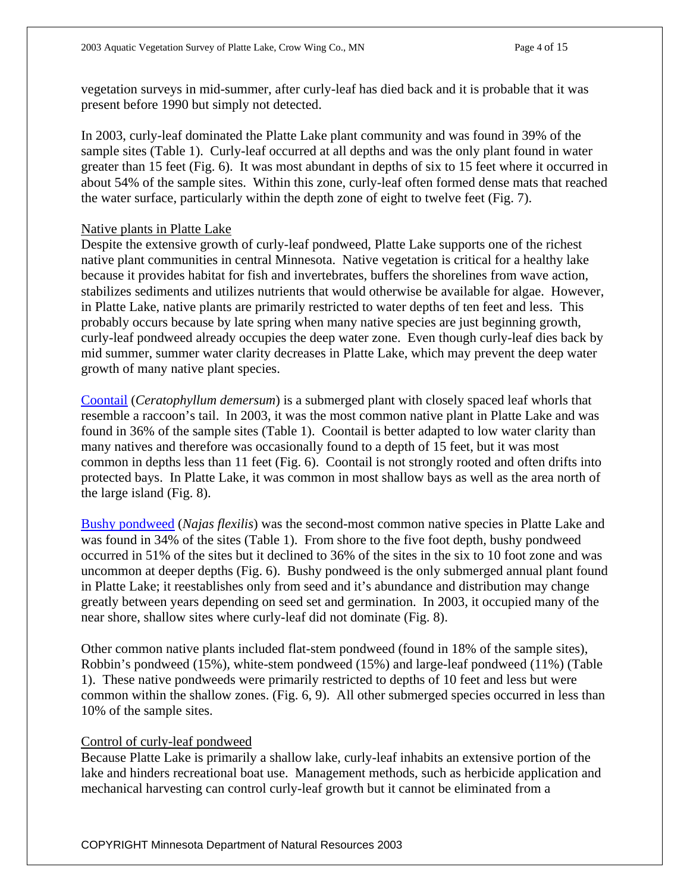vegetation surveys in mid-summer, after curly-leaf has died back and it is probable that it was present before 1990 but simply not detected.

In 2003, curly-leaf dominated the Platte Lake plant community and was found in 39% of the sample sites (Table 1). Curly-leaf occurred at all depths and was the only plant found in water greater than 15 feet (Fig. 6). It was most abundant in depths of six to 15 feet where it occurred in about 54% of the sample sites. Within this zone, curly-leaf often formed dense mats that reached the water surface, particularly within the depth zone of eight to twelve feet (Fig. 7).

## Native plants in Platte Lake

Despite the extensive growth of curly-leaf pondweed, Platte Lake supports one of the richest native plant communities in central Minnesota. Native vegetation is critical for a healthy lake because it provides habitat for fish and invertebrates, buffers the shorelines from wave action, stabilizes sediments and utilizes nutrients that would otherwise be available for algae. However, in Platte Lake, native plants are primarily restricted to water depths of ten feet and less. This probably occurs because by late spring when many native species are just beginning growth, curly-leaf pondweed already occupies the deep water zone. Even though curly-leaf dies back by mid summer, summer water clarity decreases in Platte Lake, which may prevent the deep water growth of many native plant species.

Coontail (*Ceratophyllum demersum*) is a submerged plant with closely spaced leaf whorls that resemble a raccoon's tail. In 2003, it was the most common native plant in Platte Lake and was found in 36% of the sample sites (Table 1). Coontail is better adapted to low water clarity than many natives and therefore was occasionally found to a depth of 15 feet, but it was most common in depths less than 11 feet (Fig. 6). Coontail is not strongly rooted and often drifts into protected bays. In Platte Lake, it was common in most shallow bays as well as the area north of the large island (Fig. 8).

Bushy pondweed (*Najas flexilis*) was the second-most common native species in Platte Lake and was found in 34% of the sites (Table 1). From shore to the five foot depth, bushy pondweed occurred in 51% of the sites but it declined to 36% of the sites in the six to 10 foot zone and was uncommon at deeper depths (Fig. 6). Bushy pondweed is the only submerged annual plant found in Platte Lake; it reestablishes only from seed and it's abundance and distribution may change greatly between years depending on seed set and germination. In 2003, it occupied many of the near shore, shallow sites where curly-leaf did not dominate (Fig. 8).

Other common native plants included flat-stem pondweed (found in 18% of the sample sites), Robbin's pondweed (15%), white-stem pondweed (15%) and large-leaf pondweed (11%) (Table 1). These native pondweeds were primarily restricted to depths of 10 feet and less but were common within the shallow zones. (Fig. 6, 9). All other submerged species occurred in less than 10% of the sample sites.

## Control of curly-leaf pondweed

Because Platte Lake is primarily a shallow lake, curly-leaf inhabits an extensive portion of the lake and hinders recreational boat use. Management methods, such as herbicide application and mechanical harvesting can control curly-leaf growth but it cannot be eliminated from a

COPYRIGHT Minnesota Department of Natural Resources 2003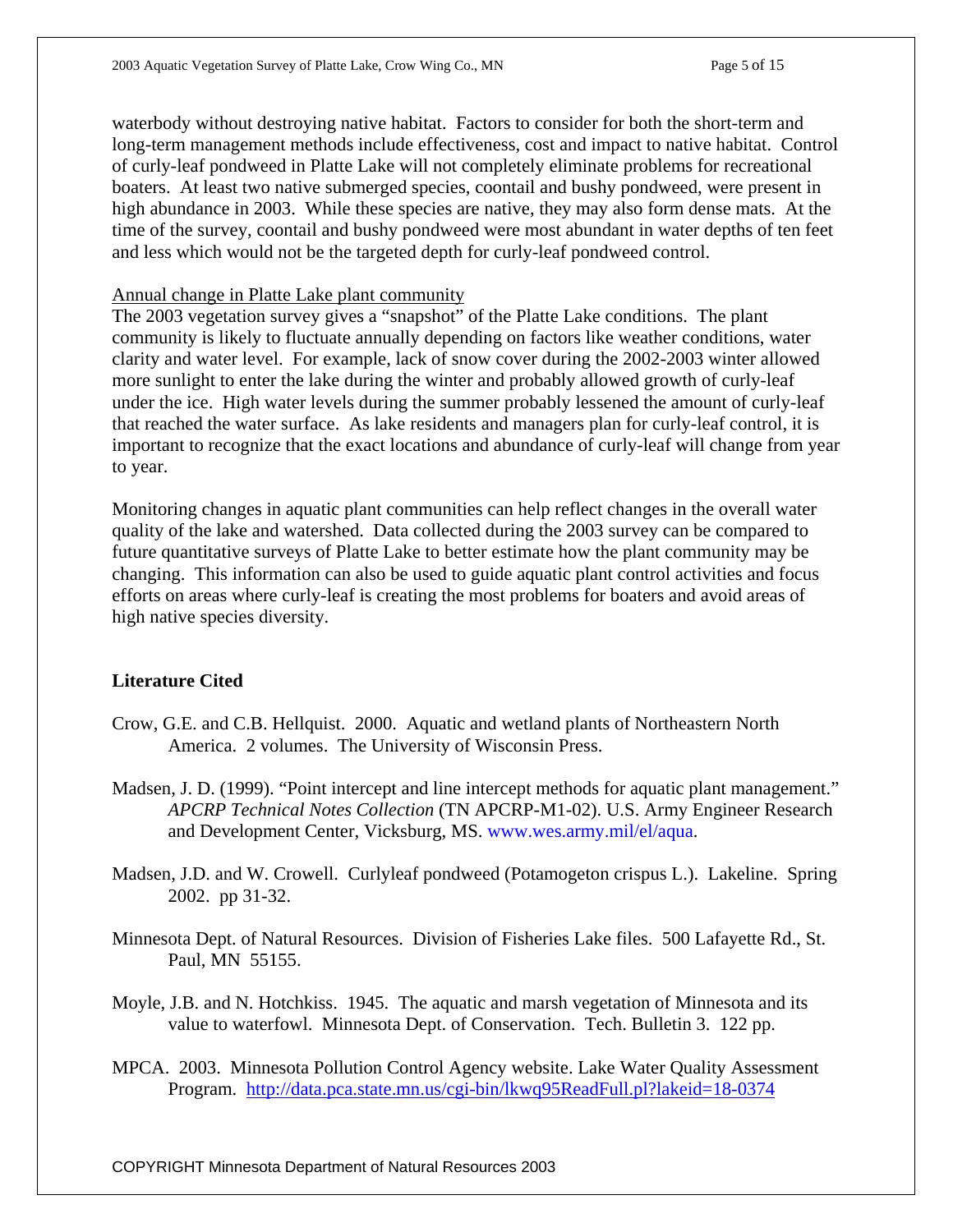waterbody without destroying native habitat. Factors to consider for both the short-term and long-term management methods include effectiveness, cost and impact to native habitat. Control of curly-leaf pondweed in Platte Lake will not completely eliminate problems for recreational boaters. At least two native submerged species, coontail and bushy pondweed, were present in high abundance in 2003. While these species are native, they may also form dense mats. At the time of the survey, coontail and bushy pondweed were most abundant in water depths of ten feet and less which would not be the targeted depth for curly-leaf pondweed control.

Annual change in Platte Lake plant community

The 2003 vegetation survey gives a "snapshot" of the Platte Lake conditions. The plant community is likely to fluctuate annually depending on factors like weather conditions, water clarity and water level. For example, lack of snow cover during the 2002-2003 winter allowed more sunlight to enter the lake during the winter and probably allowed growth of curly-leaf under the ice. High water levels during the summer probably lessened the amount of curly-leaf that reached the water surface. As lake residents and managers plan for curly-leaf control, it is important to recognize that the exact locations and abundance of curly-leaf will change from year to year.

Monitoring changes in aquatic plant communities can help reflect changes in the overall water quality of the lake and watershed. Data collected during the 2003 survey can be compared to future quantitative surveys of Platte Lake to better estimate how the plant community may be changing. This information can also be used to guide aquatic plant control activities and focus efforts on areas where curly-leaf is creating the most problems for boaters and avoid areas of high native species diversity.

## Literature Cited

Crow, G.E. and C.B. Hellquist. 2000. Aquatic and wetland plants of Northeastern North America. 2 volumes. The University of Wisconsin Press.

Madsen, J. D. (1999). "Point intercept and line intercept methods for aquatic plant management." *APCRP Technical Notes Collection* (TN APCRP-M1-02). U.S. Army Engineer Research and Development Center, Vicksburg, MS. www.wes.army.mil/el/aqua.

Madsen, J.D. and W. Crowell. Curlyleaf pondweed (Potamogeton crispus L.). Lakeline. Spring 2002. pp 31-32.

Minnesota Dept. of Natural Resources. Division of Fisheries Lake files. 500 Lafayette Rd., St. Paul, MN 55155.

Moyle, J.B. and N. Hotchkiss. 1945. The aquatic and marsh vegetation of Minnesota and its value to waterfowl. Minnesota Dept. of Conservation. Tech. Bulletin 3. 122 pp.

MPCA. 2003. Minnesota Pollution Control Agency website. Lake Water Quality Assessment Program. http://data.pca.state.mn.us/cgi-bin/lkwq95ReadFull.pl?lakeid=18-0374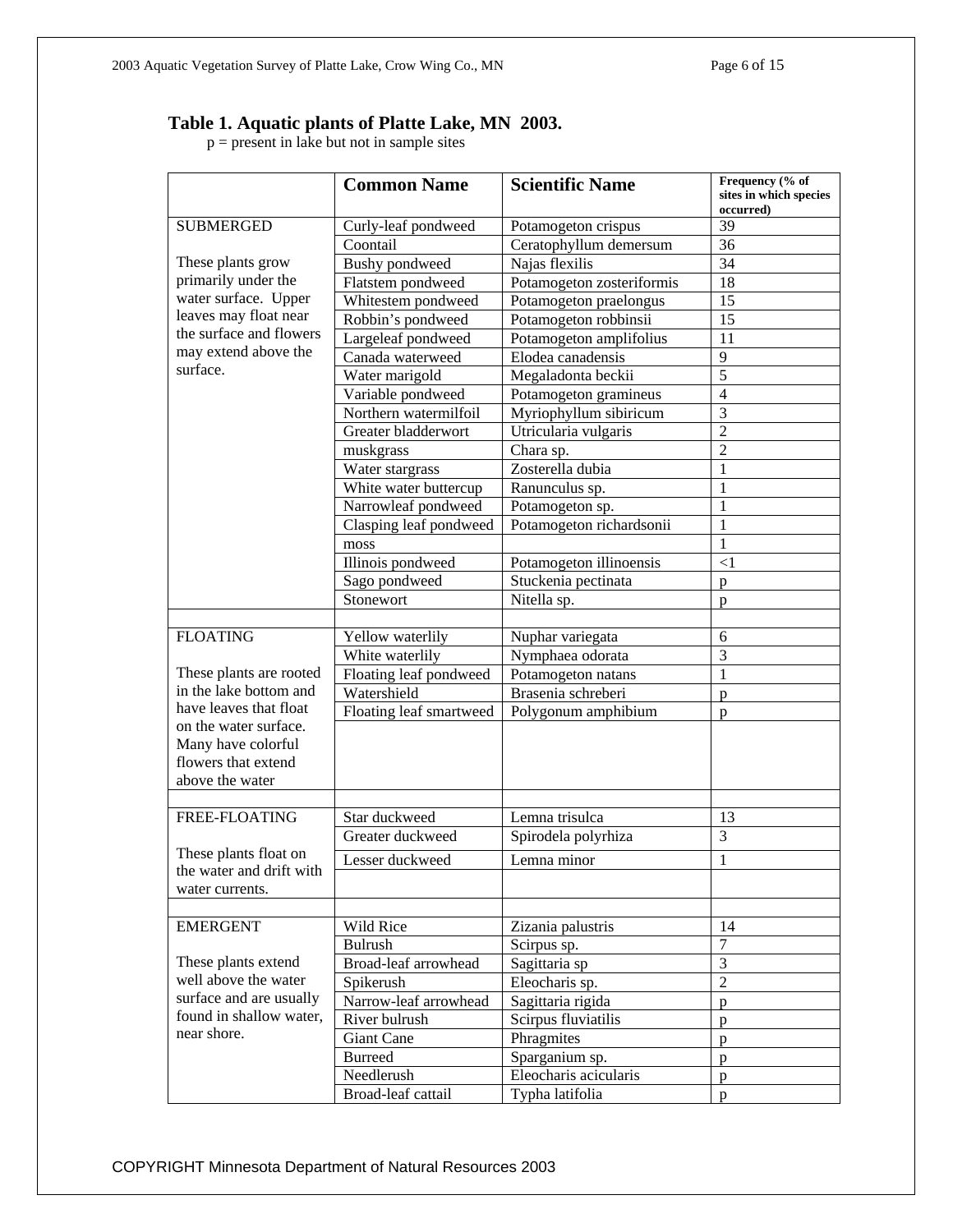## Table 1. Aquatic plants of Platte Lake, MN 2003.

p = present in lake but not in sample sites

| | Common Name | Scientific Name | Frequency (% of sites in which species occurred) |
|---|---|---|---|
| SUBMERGED | Curly-leaf pondweed | Potamogeton crispus | 39 |
| | Coontail | Ceratophyllum demersum | 36 |
| These plants grow primarily under the water surface. Upper leaves may float near the surface and flowers may extend above the surface. | Bushy pondweed | Najas flexilis | 34 |
| | Flatstem pondweed | Potamogeton zosteriformis | 18 |
| | Whitestem pondweed | Potamogeton praelongus | 15 |
| | Robbin's pondweed | Potamogeton robbinsii | 15 |
| | Largeleaf pondweed | Potamogeton amplifolius | 11 |
| | Canada waterweed | Elodea canadensis | 9 |
| | Water marigold | Megaladonta beckii | 5 |
| | Variable pondweed | Potamogeton gramineus | 4 |
| | Northern watermilfoil | Myriophyllum sibiricum | 3 |
| | Greater bladderwort | Utricularia vulgaris | 2 |
| | muskgrass | Chara sp. | 2 |
| | Water stargrass | Zosterella dubia | 1 |
| | White water buttercup | Ranunculus sp. | 1 |
| | Narrowleaf pondweed | Potamogeton sp. | 1 |
| | Clasping leaf pondweed | Potamogeton richardsonii | 1 |
| | moss | | 1 |
| | Illinois pondweed | Potamogeton illinoensis | <1 |
| | Sago pondweed | Stuckenia pectinata | p |
| | Stonewort | Nitella sp. | p |
| | | | |
| FLOATING | Yellow waterlily | Nuphar variegata | 6 |
| | White waterlily | Nymphaea odorata | 3 |
| These plants are rooted in the lake bottom and have leaves that float on the water surface. Many have colorful flowers that extend above the water | Floating leaf pondweed | Potamogeton natans | 1 |
| | Watershield | Brasenia schreberi | p |
| | Floating leaf smartweed | Polygonum amphibium | p |
| | | | |
| FREE-FLOATING | Star duckweed | Lemna trisulca | 13 |
| | Greater duckweed | Spirodela polyrhiza | 3 |
| These plants float on the water and drift with water currents. | Lesser duckweed | Lemna minor | 1 |
| | | | |
| EMERGENT | Wild Rice | Zizania palustris | 14 |
| | Bulrush | Scirpus sp. | 7 |
| These plants extend well above the water surface and are usually found in shallow water, near shore. | Broad-leaf arrowhead | Sagittaria sp | 3 |
| | Spikerush | Eleocharis sp. | 2 |
| | Narrow-leaf arrowhead | Sagittaria rigida | p |
| | River bulrush | Scirpus fluviatilis | p |
| | Giant Cane | Phragmites | p |
| | Burreed | Sparganium sp. | p |
| | Needlerush | Eleocharis acicularis | p |
| | Broad-leaf cattail | Typha latifolia | p |

COPYRIGHT Minnesota Department of Natural Resources 2003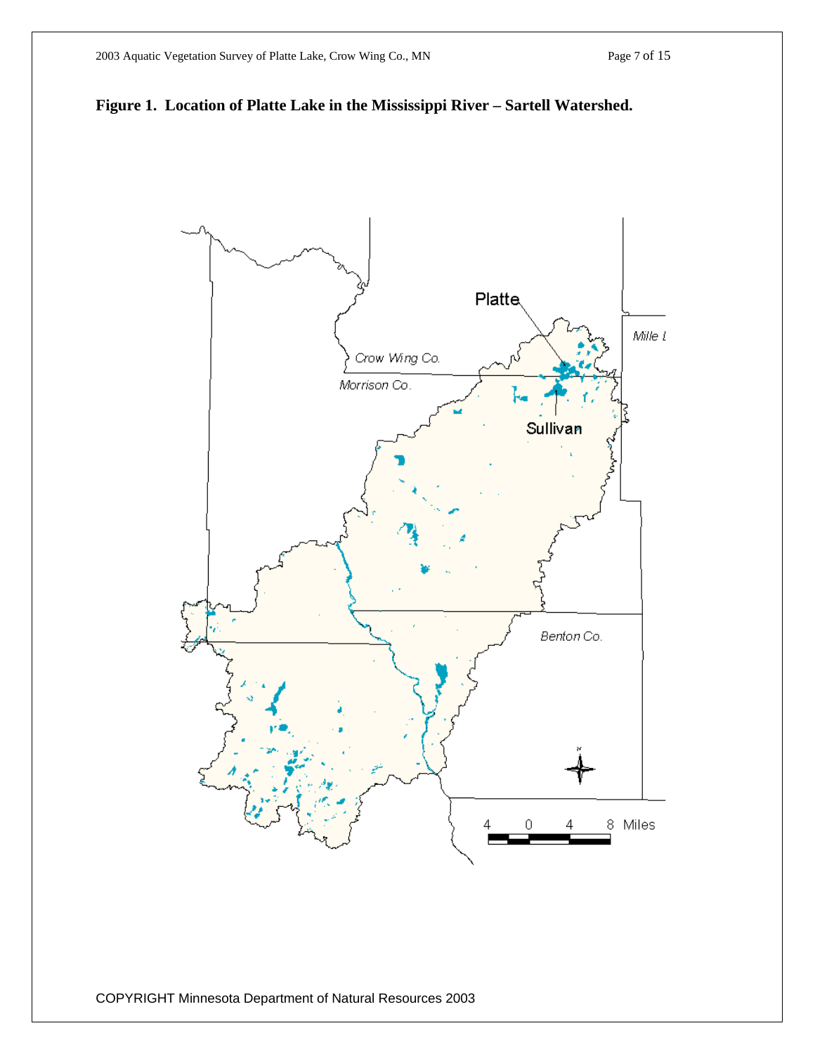**Figure 1. Location of Platte Lake in the Mississippi River – Sartell Watershed.**

COPYRIGHT Minnesota Department of Natural Resources 2003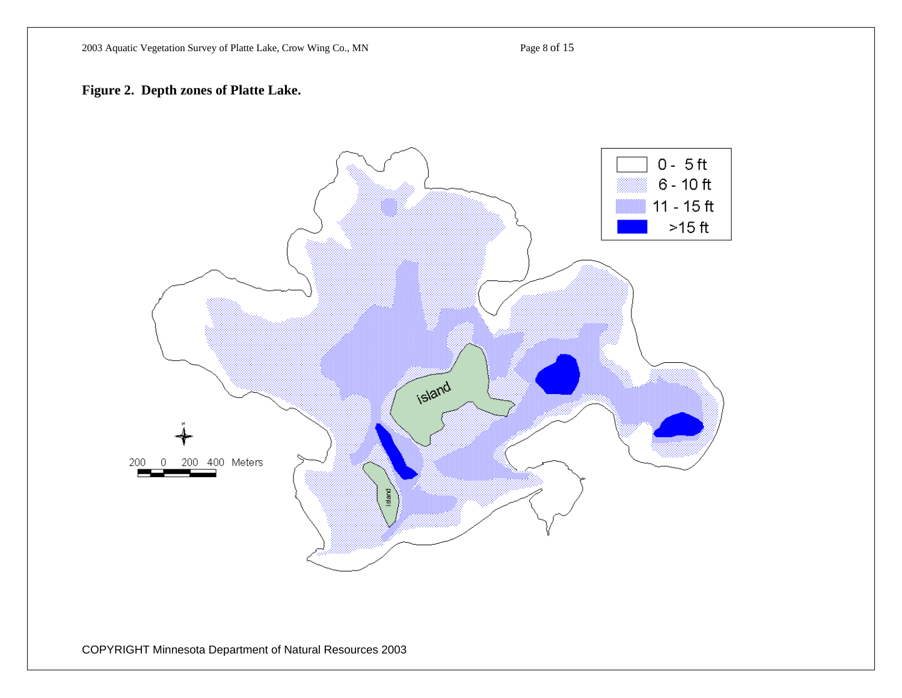**Figure 2. Depth zones of Platte Lake.**

| Depth zone |
| --- |
| 0 - 5 ft |
| 6 - 10 ft |
| 11 - 15 ft |
| >15 ft |

island

island

200 0 200 400 Meters

COPYRIGHT Minnesota Department of Natural Resources 2003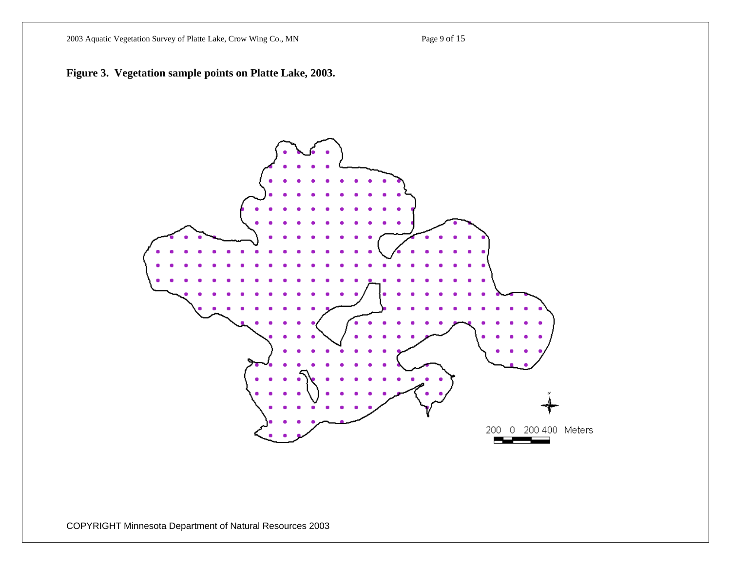**Figure 3. Vegetation sample points on Platte Lake, 2003.**

200 0 200 400 Meters

COPYRIGHT Minnesota Department of Natural Resources 2003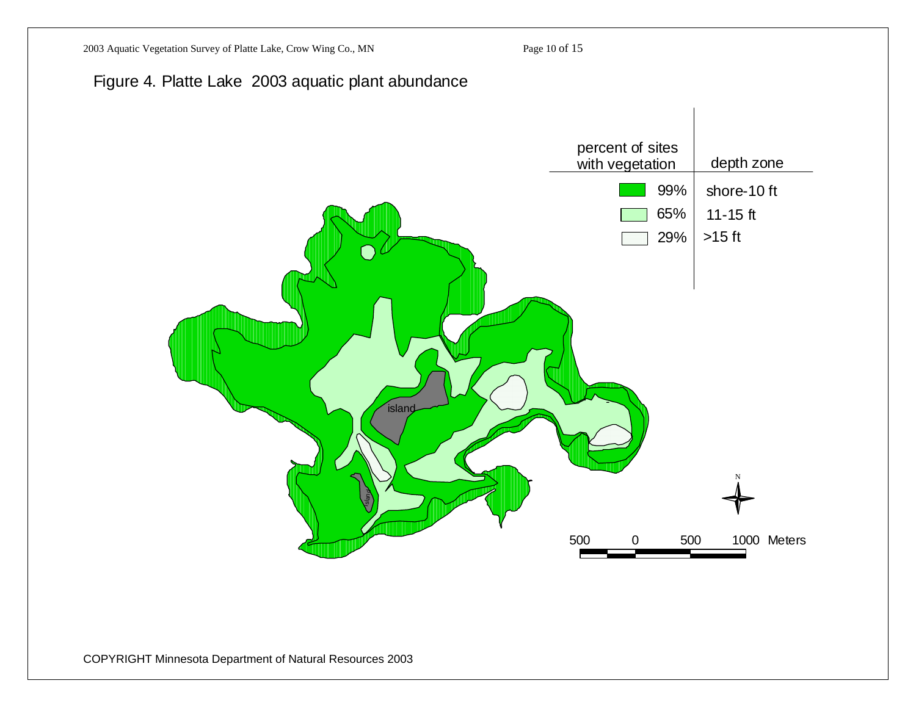Figure 4. Platte Lake 2003 aquatic plant abundance

| percent of sites with vegetation | depth zone |
| --- | --- |
| 99% | shore-10 ft |
| 65% | 11-15 ft |
| 29% | >15 ft |

COPYRIGHT Minnesota Department of Natural Resources 2003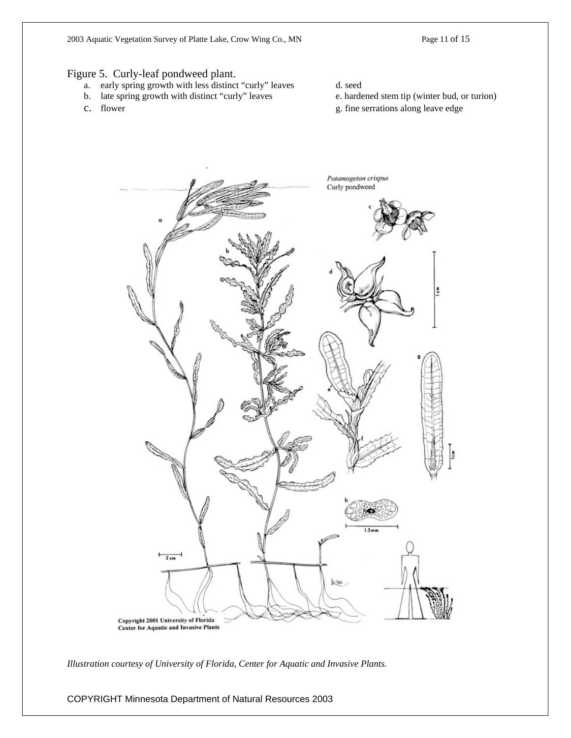Figure 5. Curly-leaf pondweed plant.

a. early spring growth with less distinct "curly" leaves
b. late spring growth with distinct "curly" leaves
c. flower
d. seed
e. hardened stem tip (winter bud, or turion)
g. fine serrations along leave edge

*Illustration courtesy of University of Florida, Center for Aquatic and Invasive Plants.*

COPYRIGHT Minnesota Department of Natural Resources 2003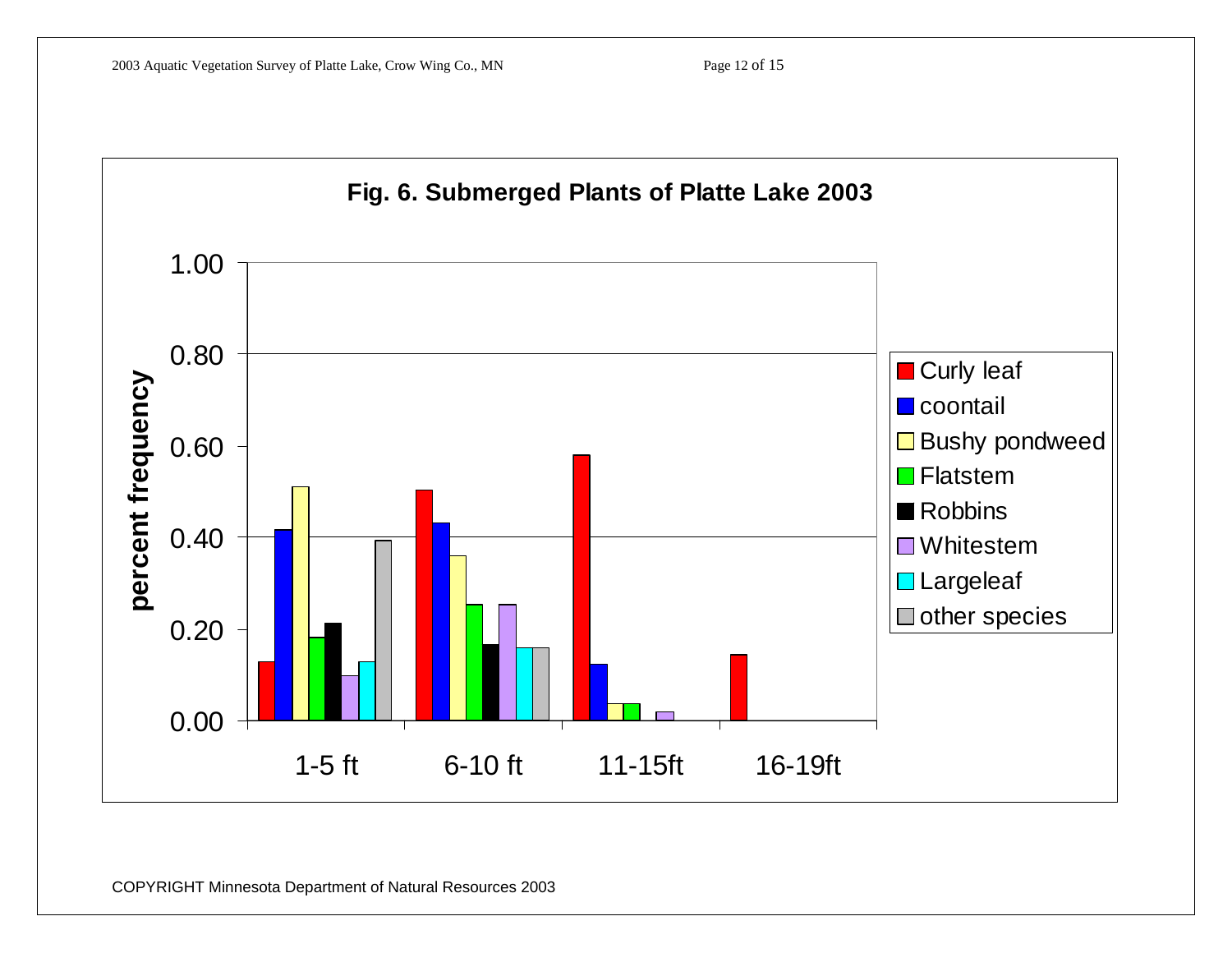**Fig. 6. Submerged Plants of Platte Lake 2003**

COPYRIGHT Minnesota Department of Natural Resources 2003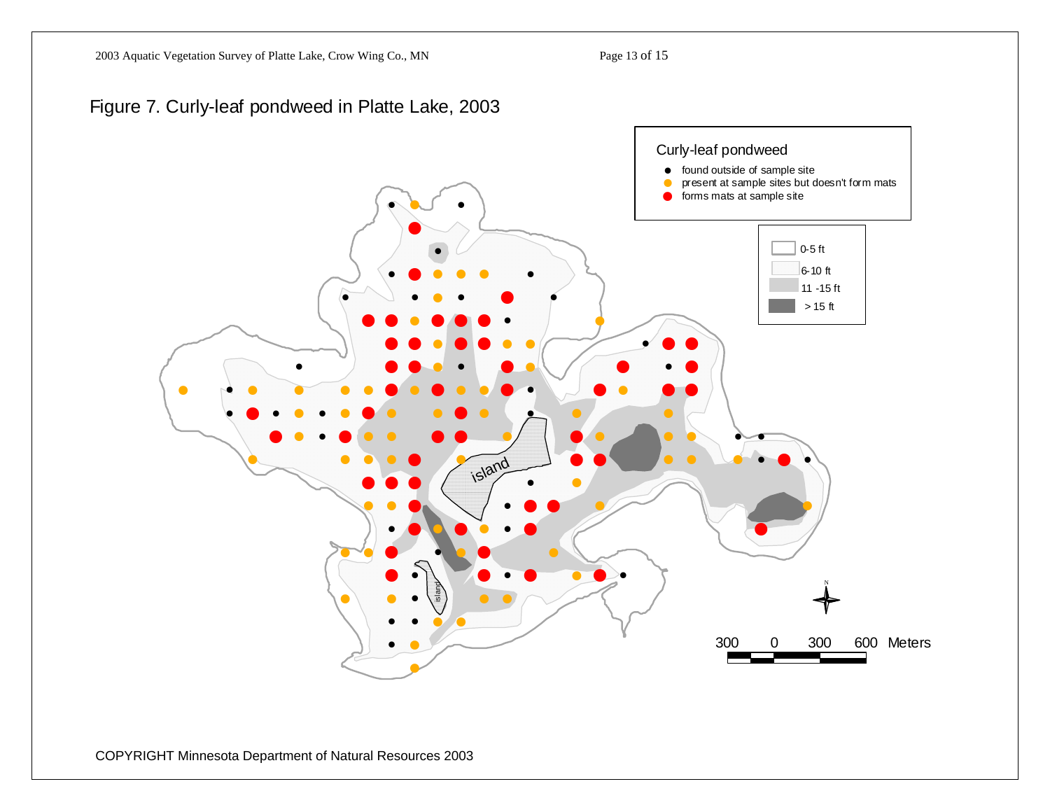# Figure 7. Curly-leaf pondweed in Platte Lake, 2003

**Curly-leaf pondweed**

- found outside of sample site
- present at sample sites but doesn't form mats
- forms mats at sample site

**Depth**

- 0-5 ft
- 6-10 ft
- 11 -15 ft
- > 15 ft

300 0 300 600 Meters

COPYRIGHT Minnesota Department of Natural Resources 2003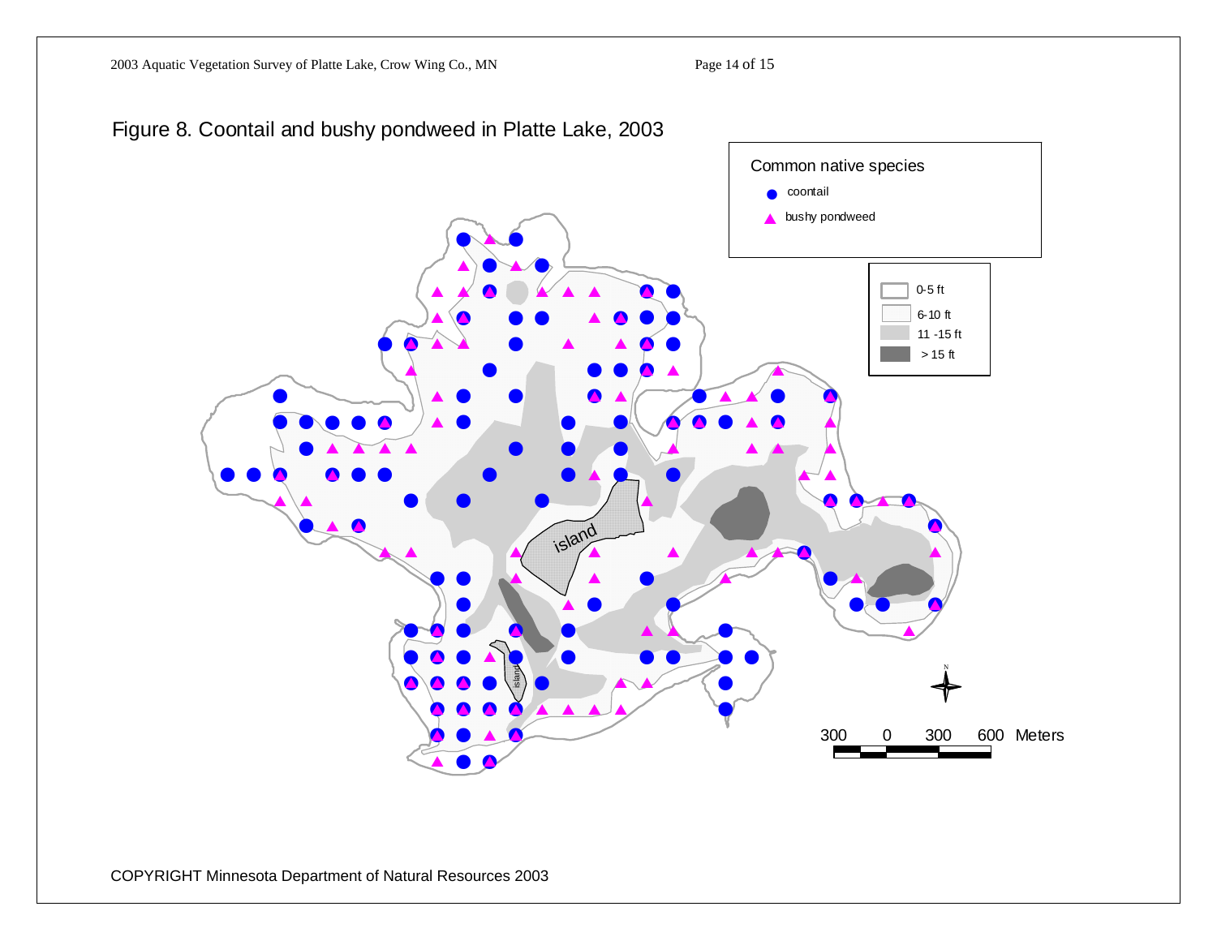Figure 8. Coontail and bushy pondweed in Platte Lake, 2003

Common native species

- coontail
- bushy pondweed

0-5 ft
6-10 ft
11 -15 ft
> 15 ft

300 0 300 600 Meters

COPYRIGHT Minnesota Department of Natural Resources 2003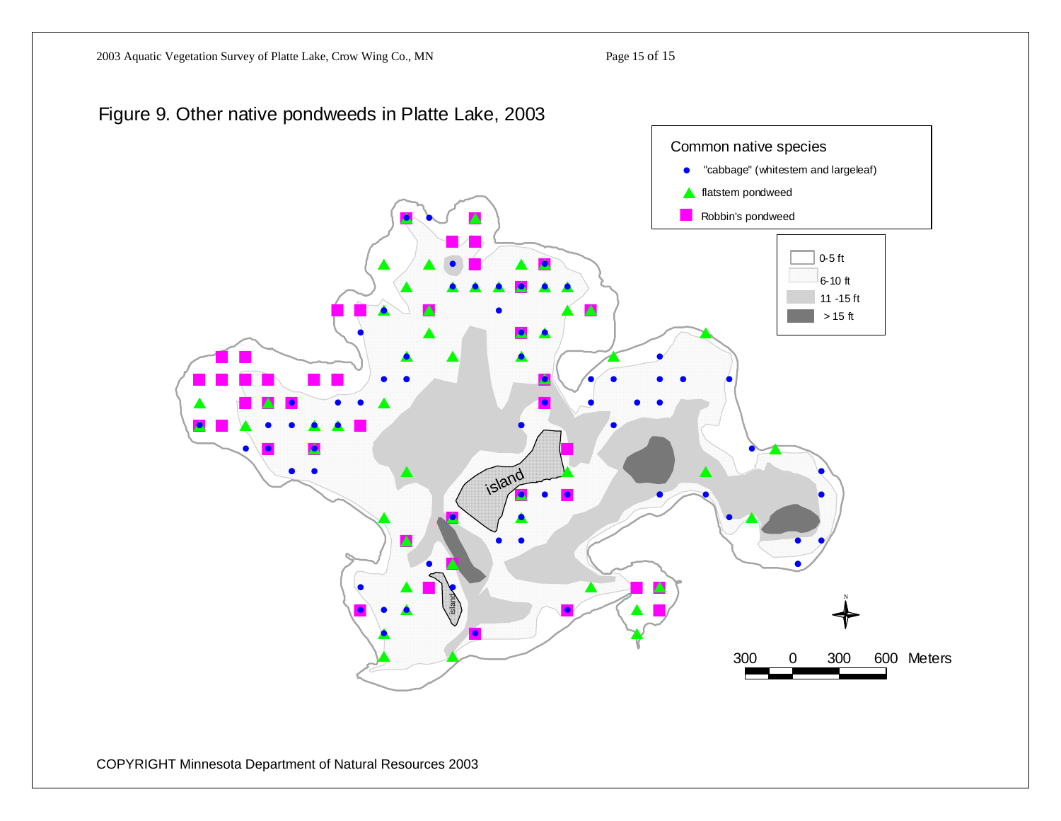Figure 9. Other native pondweeds in Platte Lake, 2003

Common native species

"cabbage" (whitestem and largeleaf)

flatstem pondweed

Robbin's pondweed

0-5 ft

6-10 ft

11 -15 ft

> 15 ft

island

island

N

300 0 300 600 Meters

COPYRIGHT Minnesota Department of Natural Resources 2003